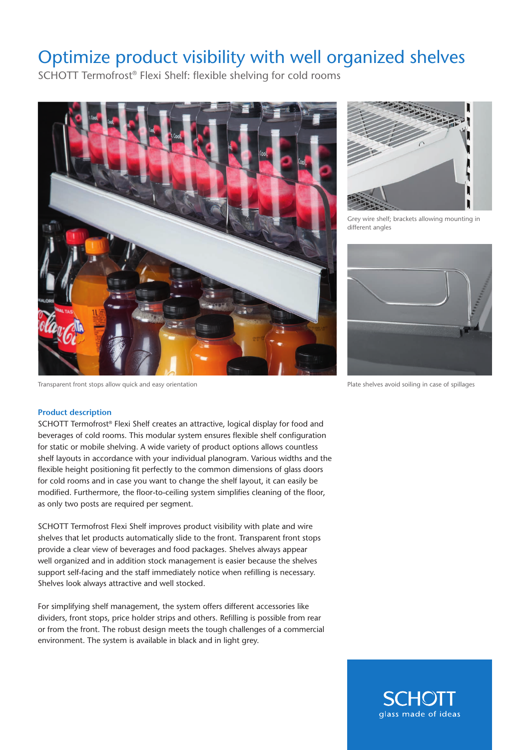# Optimize product visibility with well organized shelves

SCHOTT Termofrost® Flexi Shelf: flexible shelving for cold rooms

Grey wire shelf; brackets allowing mounting in different angles

Transparent front stops allow quick and easy orientation

Plate shelves avoid soiling in case of spillages

### Product description

SCHOTT Termofrost® Flexi Shelf creates an attractive, logical display for food and beverages of cold rooms. This modular system ensures flexible shelf configuration for static or mobile shelving. A wide variety of product options allows countless shelf layouts in accordance with your individual planogram. Various widths and the flexible height positioning fit perfectly to the common dimensions of glass doors for cold rooms and in case you want to change the shelf layout, it can easily be modified. Furthermore, the floor-to-ceiling system simplifies cleaning of the floor, as only two posts are required per segment.

SCHOTT Termofrost Flexi Shelf improves product visibility with plate and wire shelves that let products automatically slide to the front. Transparent front stops provide a clear view of beverages and food packages. Shelves always appear well organized and in addition stock management is easier because the shelves support self-facing and the staff immediately notice when refilling is necessary. Shelves look always attractive and well stocked.

For simplifying shelf management, the system offers different accessories like dividers, front stops, price holder strips and others. Refilling is possible from rear or from the front. The robust design meets the tough challenges of a commercial environment. The system is available in black and in light grey.

SCHOTT
glass made of ideas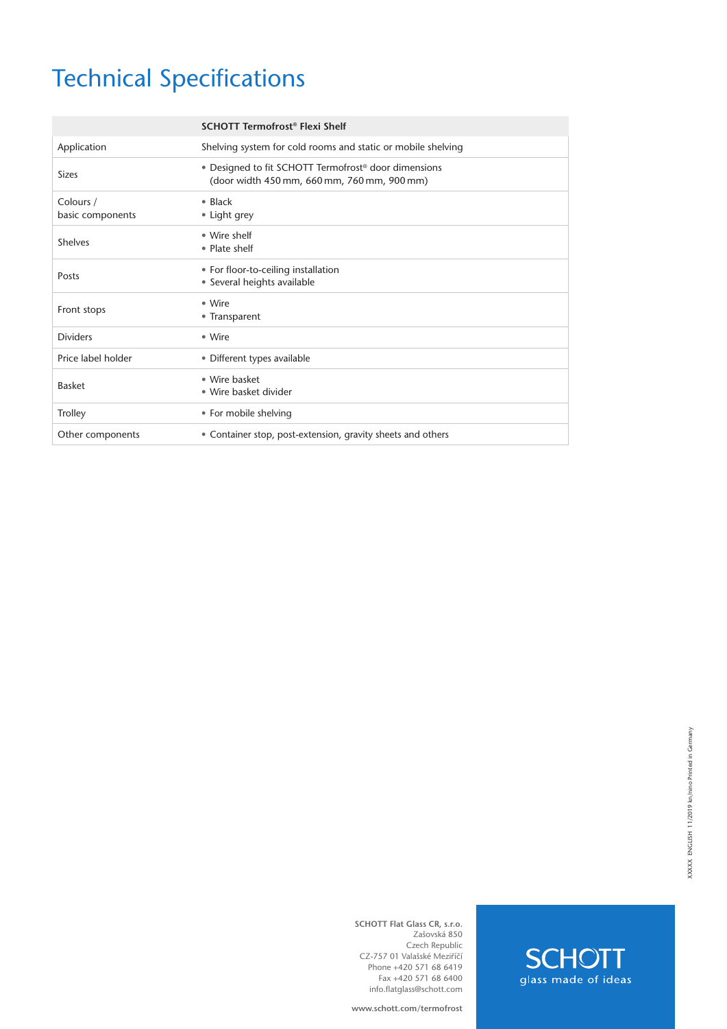# Technical Specifications

| | SCHOTT Termofrost® Flexi Shelf |
|---|---|
| Application | Shelving system for cold rooms and static or mobile shelving |
| Sizes | • Designed to fit SCHOTT Termofrost® door dimensions (door width 450 mm, 660 mm, 760 mm, 900 mm) |
| Colours / basic components | • Black<br>• Light grey |
| Shelves | • Wire shelf<br>• Plate shelf |
| Posts | • For floor-to-ceiling installation<br>• Several heights available |
| Front stops | • Wire<br>• Transparent |
| Dividers | • Wire |
| Price label holder | • Different types available |
| Basket | • Wire basket<br>• Wire basket divider |
| Trolley | • For mobile shelving |
| Other components | • Container stop, post-extension, gravity sheets and others |

XXXXX ENGLISH 11/2019 ks/hino Printed in Germany

**SCHOTT Flat Glass CR, s.r.o.**
Zašovská 850
Czech Republic
CZ-757 01 Valašské Meziříčí
Phone +420 571 68 6419
Fax +420 571 68 6400
info.flatglass@schott.com

**www.schott.com/termofrost**

SCHOTT
glass made of ideas